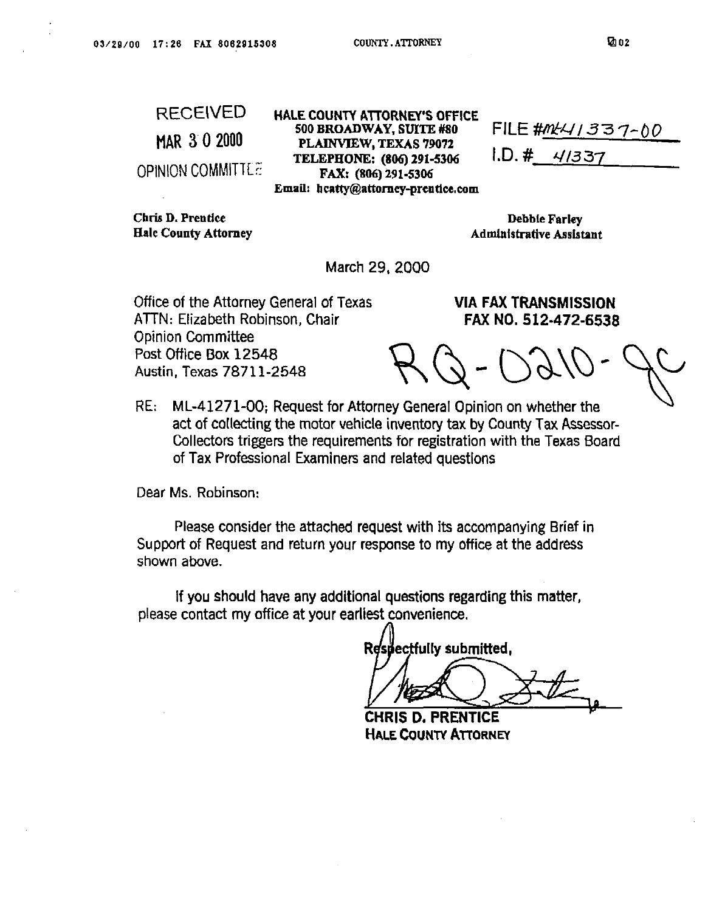RECEIVED

MAR 30 2000

OPINION COMMITTEE

**HALE COUNTY ATTORNEY'S OFFICE**
**500 BROADWAY, SUITE #80**
**PLAINVIEW, TEXAS 79072**
**TELEPHONE: (806) 291-5306**
**FAX: (806) 291-5306**
**Email: hcatty@attorney-prentice.com**

FILE #ML-41337-00

I.D. # 41337

**Chris D. Prentice**
**Hale County Attorney**

**Debbie Farley**
**Administrative Assistant**

March 29, 2000

Office of the Attorney General of Texas
ATTN: Elizabeth Robinson, Chair
Opinion Committee
Post Office Box 12548
Austin, Texas 78711-2548

**VIA FAX TRANSMISSION**
**FAX NO. 512-472-6538**

RQ-0210-JC

RE: ML-41271-00; Request for Attorney General Opinion on whether the act of collecting the motor vehicle inventory tax by County Tax Assessor-Collectors triggers the requirements for registration with the Texas Board of Tax Professional Examiners and related questions

Dear Ms. Robinson:

Please consider the attached request with its accompanying Brief in Support of Request and return your response to my office at the address shown above.

If you should have any additional questions regarding this matter, please contact my office at your earliest convenience.

Respectfully submitted,

**CHRIS D. PRENTICE**
**HALE COUNTY ATTORNEY**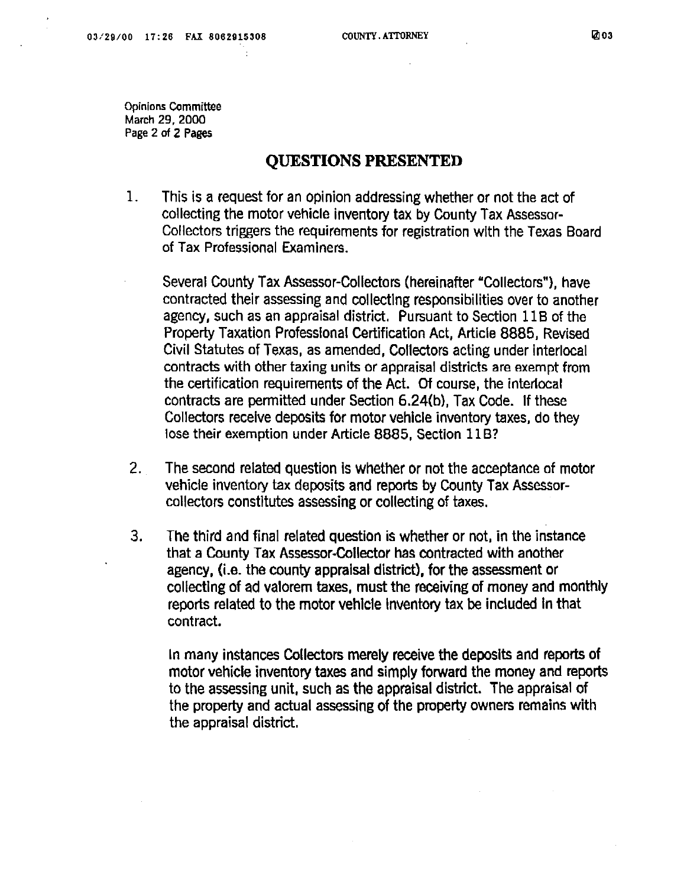## QUESTIONS PRESENTED

1. This is a request for an opinion addressing whether or not the act of collecting the motor vehicle inventory tax by County Tax Assessor-Collectors triggers the requirements for registration with the Texas Board of Tax Professional Examiners.

   Several County Tax Assessor-Collectors (hereinafter "Collectors"), have contracted their assessing and collecting responsibilities over to another agency, such as an appraisal district. Pursuant to Section 11B of the Property Taxation Professional Certification Act, Article 8885, Revised Civil Statutes of Texas, as amended, Collectors acting under interlocal contracts with other taxing units or appraisal districts are exempt from the certification requirements of the Act. Of course, the interlocal contracts are permitted under Section 6.24(b), Tax Code. If these Collectors receive deposits for motor vehicle inventory taxes, do they lose their exemption under Article 8885, Section 11B?

2. The second related question is whether or not the acceptance of motor vehicle inventory tax deposits and reports by County Tax Assessor-collectors constitutes assessing or collecting of taxes.

3. The third and final related question is whether or not, in the instance that a County Tax Assessor-Collector has contracted with another agency, (i.e. the county appraisal district), for the assessment or collecting of ad valorem taxes, must the receiving of money and monthly reports related to the motor vehicle inventory tax be included in that contract.

   In many instances Collectors merely receive the deposits and reports of motor vehicle inventory taxes and simply forward the money and reports to the assessing unit, such as the appraisal district. The appraisal of the property and actual assessing of the property owners remains with the appraisal district.